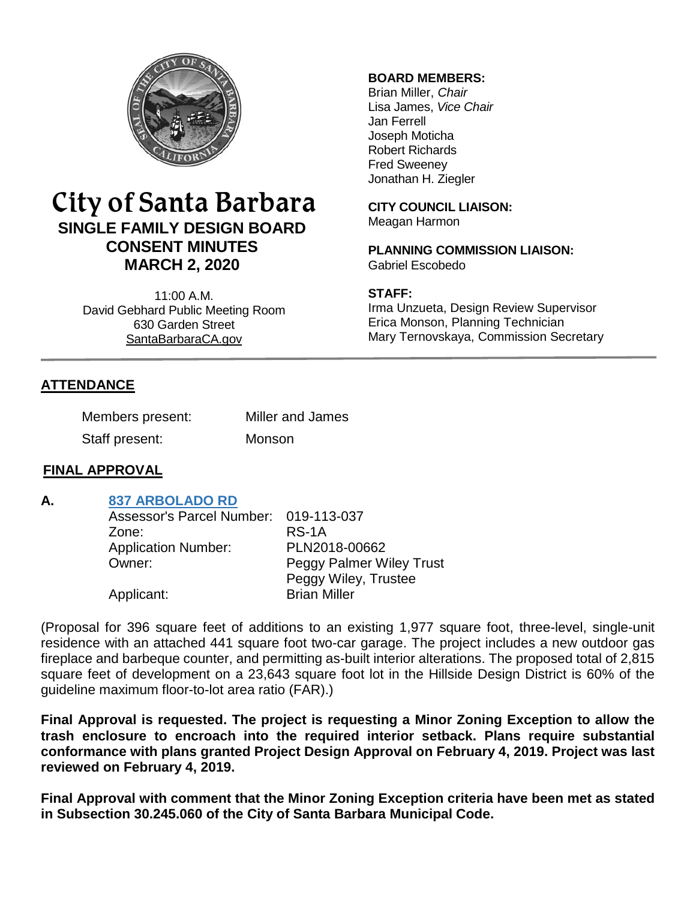# City of Santa Barbara

## SINGLE FAMILY DESIGN BOARD CONSENT MINUTES

## MARCH 2, 2020

11:00 A.M.
David Gebhard Public Meeting Room
630 Garden Street
SantaBarbaraCA.gov

**BOARD MEMBERS:**
Brian Miller, *Chair*
Lisa James, *Vice Chair*
Jan Ferrell
Joseph Moticha
Robert Richards
Fred Sweeney
Jonathan H. Ziegler

**CITY COUNCIL LIAISON:**
Meagan Harmon

**PLANNING COMMISSION LIAISON:**
Gabriel Escobedo

**STAFF:**
Irma Unzueta, Design Review Supervisor
Erica Monson, Planning Technician
Mary Ternovskaya, Commission Secretary

## ATTENDANCE

Members present: Miller and James
Staff present: Monson

## FINAL APPROVAL

**A. 837 ARBOLADO RD**

| | |
|---|---|
| Assessor's Parcel Number: | 019-113-037 |
| Zone: | RS-1A |
| Application Number: | PLN2018-00662 |
| Owner: | Peggy Palmer Wiley Trust<br>Peggy Wiley, Trustee |
| Applicant: | Brian Miller |

(Proposal for 396 square feet of additions to an existing 1,977 square foot, three-level, single-unit residence with an attached 441 square foot two-car garage. The project includes a new outdoor gas fireplace and barbeque counter, and permitting as-built interior alterations. The proposed total of 2,815 square feet of development on a 23,643 square foot lot in the Hillside Design District is 60% of the guideline maximum floor-to-lot area ratio (FAR).)

**Final Approval is requested. The project is requesting a Minor Zoning Exception to allow the trash enclosure to encroach into the required interior setback. Plans require substantial conformance with plans granted Project Design Approval on February 4, 2019. Project was last reviewed on February 4, 2019.**

**Final Approval with comment that the Minor Zoning Exception criteria have been met as stated in Subsection 30.245.060 of the City of Santa Barbara Municipal Code.**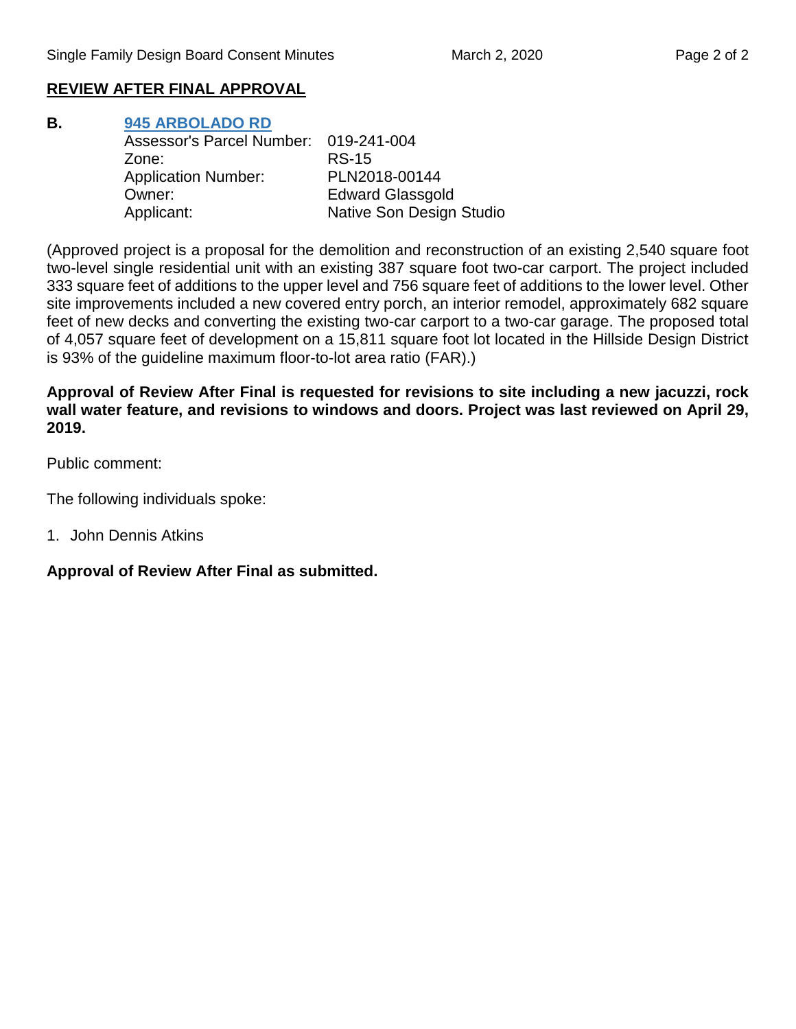## REVIEW AFTER FINAL APPROVAL

**B. 945 ARBOLADO RD**

| | |
|---|---|
| Assessor's Parcel Number: | 019-241-004 |
| Zone: | RS-15 |
| Application Number: | PLN2018-00144 |
| Owner: | Edward Glassgold |
| Applicant: | Native Son Design Studio |

(Approved project is a proposal for the demolition and reconstruction of an existing 2,540 square foot two-level single residential unit with an existing 387 square foot two-car carport. The project included 333 square feet of additions to the upper level and 756 square feet of additions to the lower level. Other site improvements included a new covered entry porch, an interior remodel, approximately 682 square feet of new decks and converting the existing two-car carport to a two-car garage. The proposed total of 4,057 square feet of development on a 15,811 square foot lot located in the Hillside Design District is 93% of the guideline maximum floor-to-lot area ratio (FAR).)

**Approval of Review After Final is requested for revisions to site including a new jacuzzi, rock wall water feature, and revisions to windows and doors. Project was last reviewed on April 29, 2019.**

Public comment:

The following individuals spoke:

1. John Dennis Atkins

**Approval of Review After Final as submitted.**